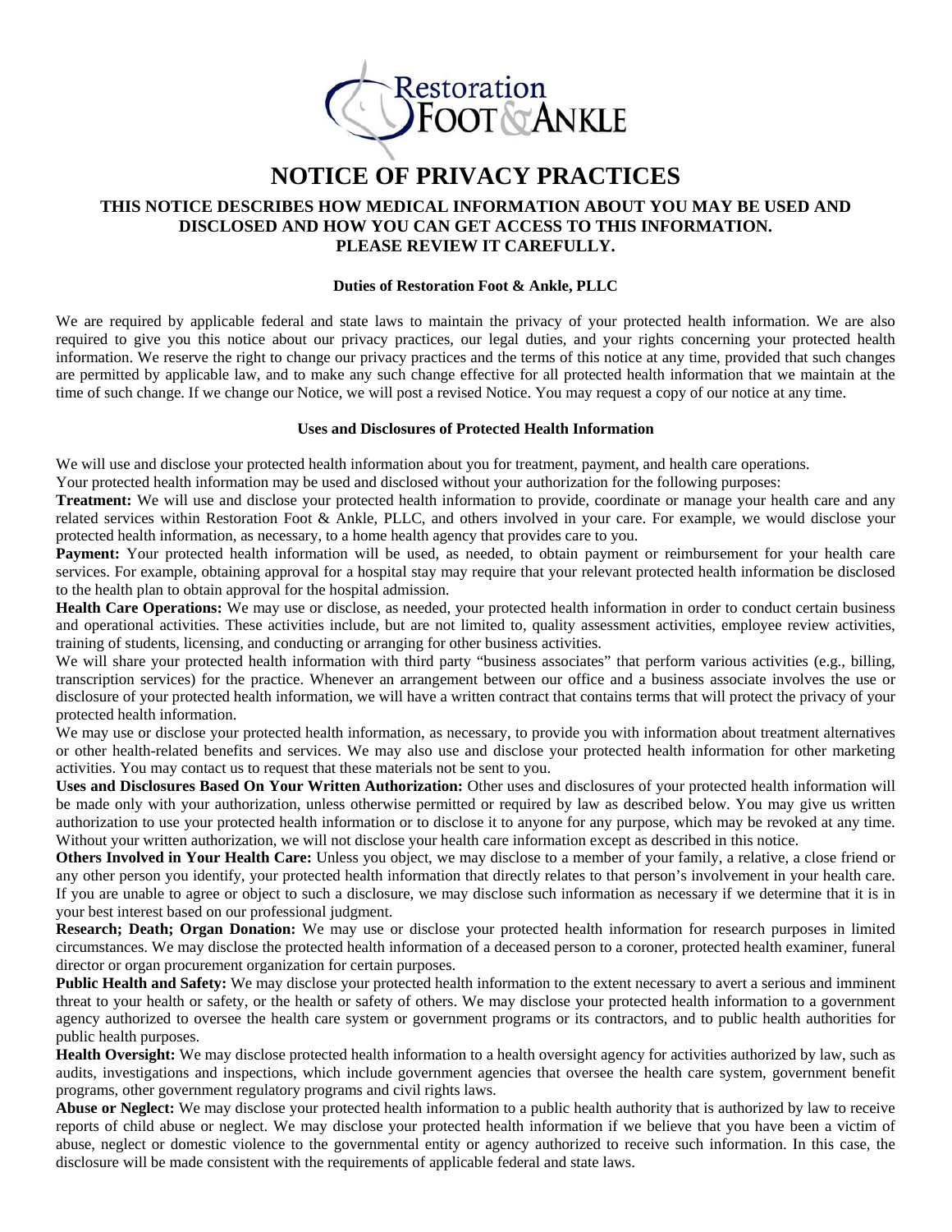Restoration Foot & Ankle

# NOTICE OF PRIVACY PRACTICES

## THIS NOTICE DESCRIBES HOW MEDICAL INFORMATION ABOUT YOU MAY BE USED AND DISCLOSED AND HOW YOU CAN GET ACCESS TO THIS INFORMATION. PLEASE REVIEW IT CAREFULLY.

### Duties of Restoration Foot & Ankle, PLLC

We are required by applicable federal and state laws to maintain the privacy of your protected health information. We are also required to give you this notice about our privacy practices, our legal duties, and your rights concerning your protected health information. We reserve the right to change our privacy practices and the terms of this notice at any time, provided that such changes are permitted by applicable law, and to make any such change effective for all protected health information that we maintain at the time of such change. If we change our Notice, we will post a revised Notice. You may request a copy of our notice at any time.

### Uses and Disclosures of Protected Health Information

We will use and disclose your protected health information about you for treatment, payment, and health care operations.
Your protected health information may be used and disclosed without your authorization for the following purposes:

**Treatment:** We will use and disclose your protected health information to provide, coordinate or manage your health care and any related services within Restoration Foot & Ankle, PLLC, and others involved in your care. For example, we would disclose your protected health information, as necessary, to a home health agency that provides care to you.

**Payment:** Your protected health information will be used, as needed, to obtain payment or reimbursement for your health care services. For example, obtaining approval for a hospital stay may require that your relevant protected health information be disclosed to the health plan to obtain approval for the hospital admission.

**Health Care Operations:** We may use or disclose, as needed, your protected health information in order to conduct certain business and operational activities. These activities include, but are not limited to, quality assessment activities, employee review activities, training of students, licensing, and conducting or arranging for other business activities.

We will share your protected health information with third party "business associates" that perform various activities (e.g., billing, transcription services) for the practice. Whenever an arrangement between our office and a business associate involves the use or disclosure of your protected health information, we will have a written contract that contains terms that will protect the privacy of your protected health information.

We may use or disclose your protected health information, as necessary, to provide you with information about treatment alternatives or other health-related benefits and services. We may also use and disclose your protected health information for other marketing activities. You may contact us to request that these materials not be sent to you.

**Uses and Disclosures Based On Your Written Authorization:** Other uses and disclosures of your protected health information will be made only with your authorization, unless otherwise permitted or required by law as described below. You may give us written authorization to use your protected health information or to disclose it to anyone for any purpose, which may be revoked at any time. Without your written authorization, we will not disclose your health care information except as described in this notice.

**Others Involved in Your Health Care:** Unless you object, we may disclose to a member of your family, a relative, a close friend or any other person you identify, your protected health information that directly relates to that person's involvement in your health care. If you are unable to agree or object to such a disclosure, we may disclose such information as necessary if we determine that it is in your best interest based on our professional judgment.

**Research; Death; Organ Donation:** We may use or disclose your protected health information for research purposes in limited circumstances. We may disclose the protected health information of a deceased person to a coroner, protected health examiner, funeral director or organ procurement organization for certain purposes.

**Public Health and Safety:** We may disclose your protected health information to the extent necessary to avert a serious and imminent threat to your health or safety, or the health or safety of others. We may disclose your protected health information to a government agency authorized to oversee the health care system or government programs or its contractors, and to public health authorities for public health purposes.

**Health Oversight:** We may disclose protected health information to a health oversight agency for activities authorized by law, such as audits, investigations and inspections, which include government agencies that oversee the health care system, government benefit programs, other government regulatory programs and civil rights laws.

**Abuse or Neglect:** We may disclose your protected health information to a public health authority that is authorized by law to receive reports of child abuse or neglect. We may disclose your protected health information if we believe that you have been a victim of abuse, neglect or domestic violence to the governmental entity or agency authorized to receive such information. In this case, the disclosure will be made consistent with the requirements of applicable federal and state laws.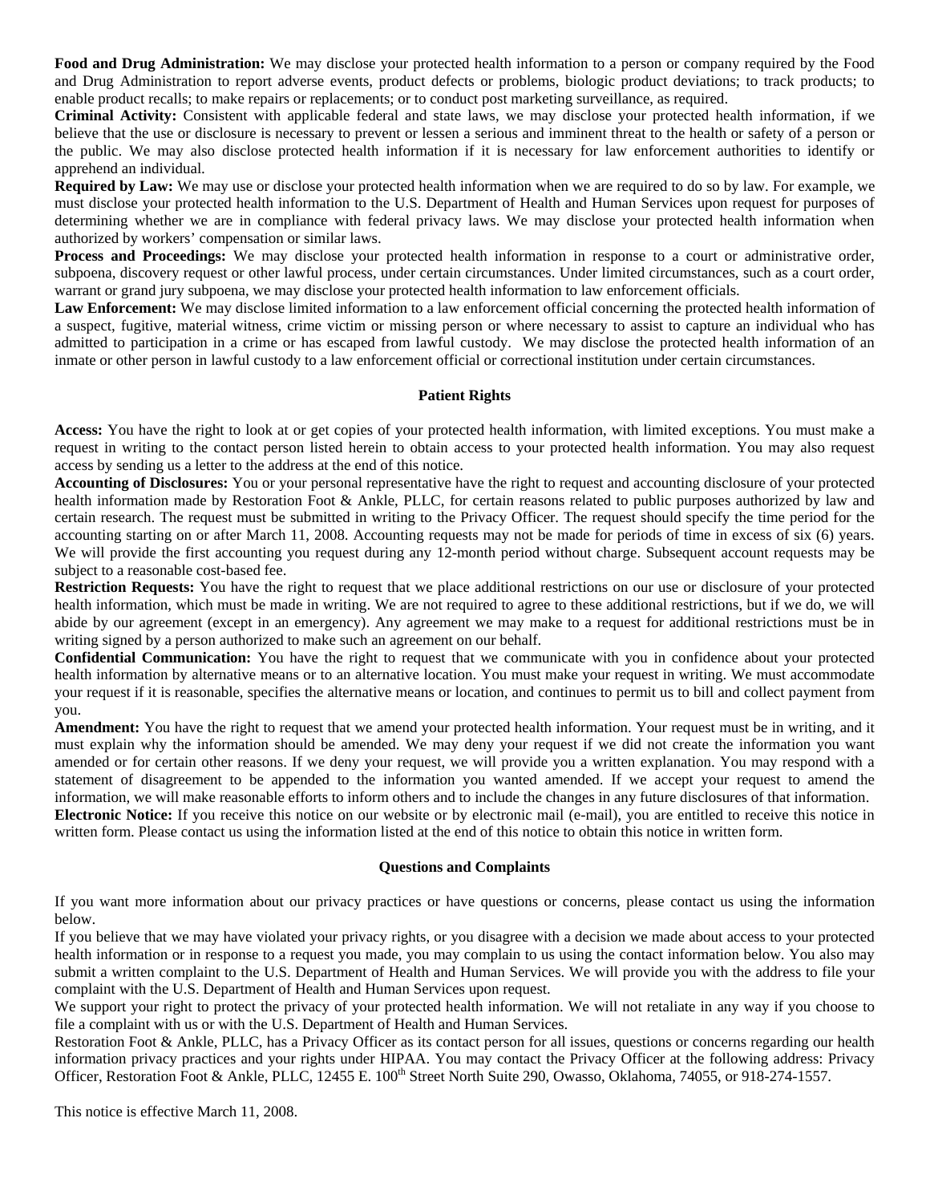**Food and Drug Administration:** We may disclose your protected health information to a person or company required by the Food and Drug Administration to report adverse events, product defects or problems, biologic product deviations; to track products; to enable product recalls; to make repairs or replacements; or to conduct post marketing surveillance, as required.

**Criminal Activity:** Consistent with applicable federal and state laws, we may disclose your protected health information, if we believe that the use or disclosure is necessary to prevent or lessen a serious and imminent threat to the health or safety of a person or the public. We may also disclose protected health information if it is necessary for law enforcement authorities to identify or apprehend an individual.

**Required by Law:** We may use or disclose your protected health information when we are required to do so by law. For example, we must disclose your protected health information to the U.S. Department of Health and Human Services upon request for purposes of determining whether we are in compliance with federal privacy laws. We may disclose your protected health information when authorized by workers' compensation or similar laws.

**Process and Proceedings:** We may disclose your protected health information in response to a court or administrative order, subpoena, discovery request or other lawful process, under certain circumstances. Under limited circumstances, such as a court order, warrant or grand jury subpoena, we may disclose your protected health information to law enforcement officials.

**Law Enforcement:** We may disclose limited information to a law enforcement official concerning the protected health information of a suspect, fugitive, material witness, crime victim or missing person or where necessary to assist to capture an individual who has admitted to participation in a crime or has escaped from lawful custody. We may disclose the protected health information of an inmate or other person in lawful custody to a law enforcement official or correctional institution under certain circumstances.

## Patient Rights

**Access:** You have the right to look at or get copies of your protected health information, with limited exceptions. You must make a request in writing to the contact person listed herein to obtain access to your protected health information. You may also request access by sending us a letter to the address at the end of this notice.

**Accounting of Disclosures:** You or your personal representative have the right to request and accounting disclosure of your protected health information made by Restoration Foot & Ankle, PLLC, for certain reasons related to public purposes authorized by law and certain research. The request must be submitted in writing to the Privacy Officer. The request should specify the time period for the accounting starting on or after March 11, 2008. Accounting requests may not be made for periods of time in excess of six (6) years. We will provide the first accounting you request during any 12-month period without charge. Subsequent account requests may be subject to a reasonable cost-based fee.

**Restriction Requests:** You have the right to request that we place additional restrictions on our use or disclosure of your protected health information, which must be made in writing. We are not required to agree to these additional restrictions, but if we do, we will abide by our agreement (except in an emergency). Any agreement we may make to a request for additional restrictions must be in writing signed by a person authorized to make such an agreement on our behalf.

**Confidential Communication:** You have the right to request that we communicate with you in confidence about your protected health information by alternative means or to an alternative location. You must make your request in writing. We must accommodate your request if it is reasonable, specifies the alternative means or location, and continues to permit us to bill and collect payment from you.

**Amendment:** You have the right to request that we amend your protected health information. Your request must be in writing, and it must explain why the information should be amended. We may deny your request if we did not create the information you want amended or for certain other reasons. If we deny your request, we will provide you a written explanation. You may respond with a statement of disagreement to be appended to the information you wanted amended. If we accept your request to amend the information, we will make reasonable efforts to inform others and to include the changes in any future disclosures of that information.

**Electronic Notice:** If you receive this notice on our website or by electronic mail (e-mail), you are entitled to receive this notice in written form. Please contact us using the information listed at the end of this notice to obtain this notice in written form.

## Questions and Complaints

If you want more information about our privacy practices or have questions or concerns, please contact us using the information below.

If you believe that we may have violated your privacy rights, or you disagree with a decision we made about access to your protected health information or in response to a request you made, you may complain to us using the contact information below. You also may submit a written complaint to the U.S. Department of Health and Human Services. We will provide you with the address to file your complaint with the U.S. Department of Health and Human Services upon request.

We support your right to protect the privacy of your protected health information. We will not retaliate in any way if you choose to file a complaint with us or with the U.S. Department of Health and Human Services.

Restoration Foot & Ankle, PLLC, has a Privacy Officer as its contact person for all issues, questions or concerns regarding our health information privacy practices and your rights under HIPAA. You may contact the Privacy Officer at the following address: Privacy Officer, Restoration Foot & Ankle, PLLC, 12455 E. 100th Street North Suite 290, Owasso, Oklahoma, 74055, or 918-274-1557.

This notice is effective March 11, 2008.